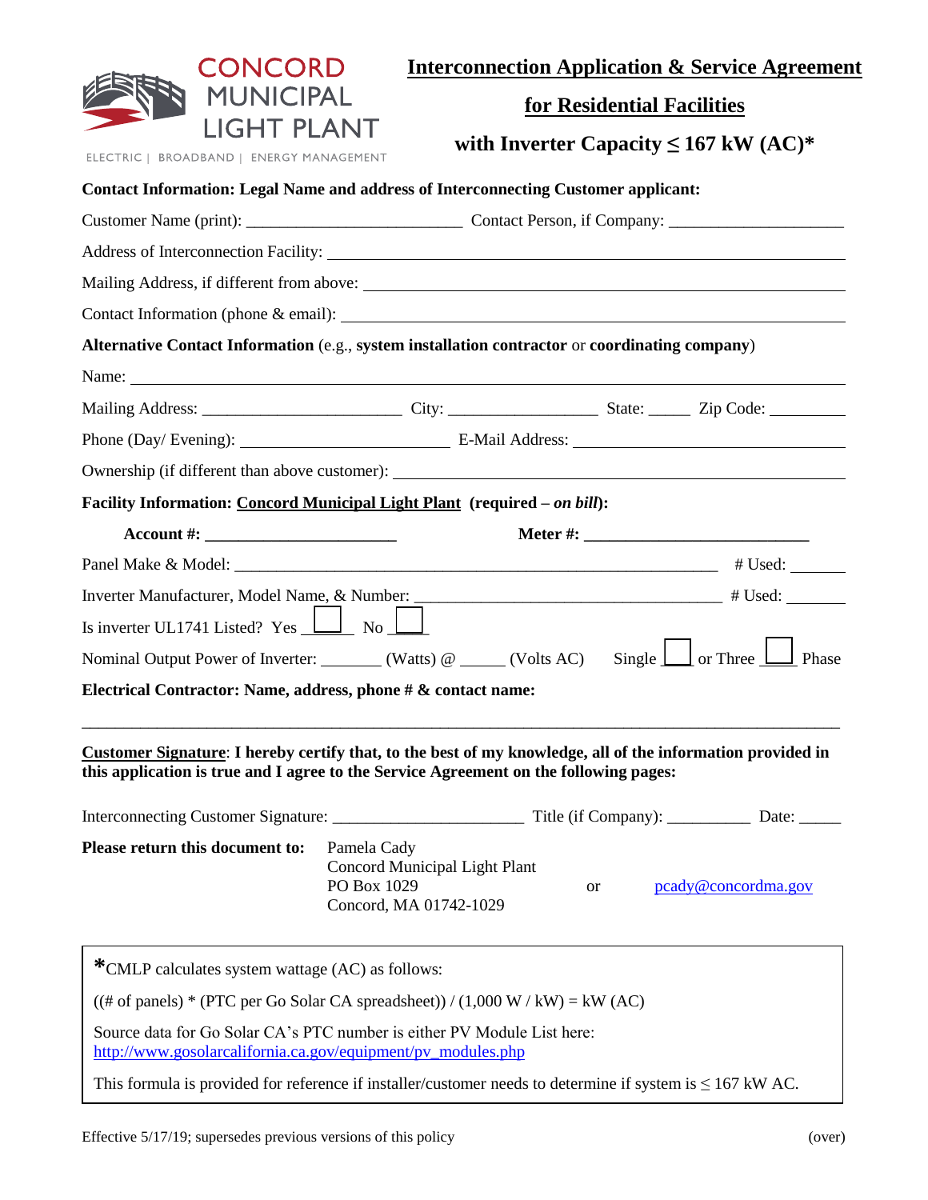CONCORD MUNICIPAL LIGHT PLANT

ELECTRIC | BROADBAND | ENERGY MANAGEMENT

# Interconnection Application & Service Agreement for Residential Facilities with Inverter Capacity ≤ 167 kW (AC)*

**Contact Information: Legal Name and address of Interconnecting Customer applicant:**

Customer Name (print): ________________________ Contact Person, if Company: ____________________

Address of Interconnection Facility: ______________________________________________________

Mailing Address, if different from above: __________________________________________________

Contact Information (phone & email): _____________________________________________________

**Alternative Contact Information** (e.g., **system installation contractor** or **coordinating company**)

Name: ______________________________________________________________________________

Mailing Address: ______________________ City: ________________ State: _____ Zip Code: _________

Phone (Day/ Evening): _______________________ E-Mail Address: _______________________________

Ownership (if different than above customer): ________________________________________________

**Facility Information: Concord Municipal Light Plant (required – *on bill*):**

**Account #: ______________________** **Meter #: __________________________**

Panel Make & Model: _______________________________________________________ # Used: ______

Inverter Manufacturer, Model Name, & Number: __________________________________ # Used: ______

Is inverter UL1741 Listed? Yes ☐ No ☐

Nominal Output Power of Inverter: _______ (Watts) @ _____ (Volts AC) Single ☐ or Three ☐ Phase

**Electrical Contractor: Name, address, phone # & contact name:**

_____________________________________________________________________________________

**Customer Signature: I hereby certify that, to the best of my knowledge, all of the information provided in this application is true and I agree to the Service Agreement on the following pages:**

Interconnecting Customer Signature: ______________________ Title (if Company): __________ Date: _____

**Please return this document to:** Pamela Cady
Concord Municipal Light Plant
PO Box 1029
Concord, MA 01742-1029

or pcady@concordma.gov

*CMLP calculates system wattage (AC) as follows:

((# of panels) * (PTC per Go Solar CA spreadsheet)) / (1,000 W / kW) = kW (AC)

Source data for Go Solar CA's PTC number is either PV Module List here:
http://www.gosolarcalifornia.ca.gov/equipment/pv_modules.php

This formula is provided for reference if installer/customer needs to determine if system is ≤ 167 kW AC.

Effective 5/17/19; supersedes previous versions of this policy (over)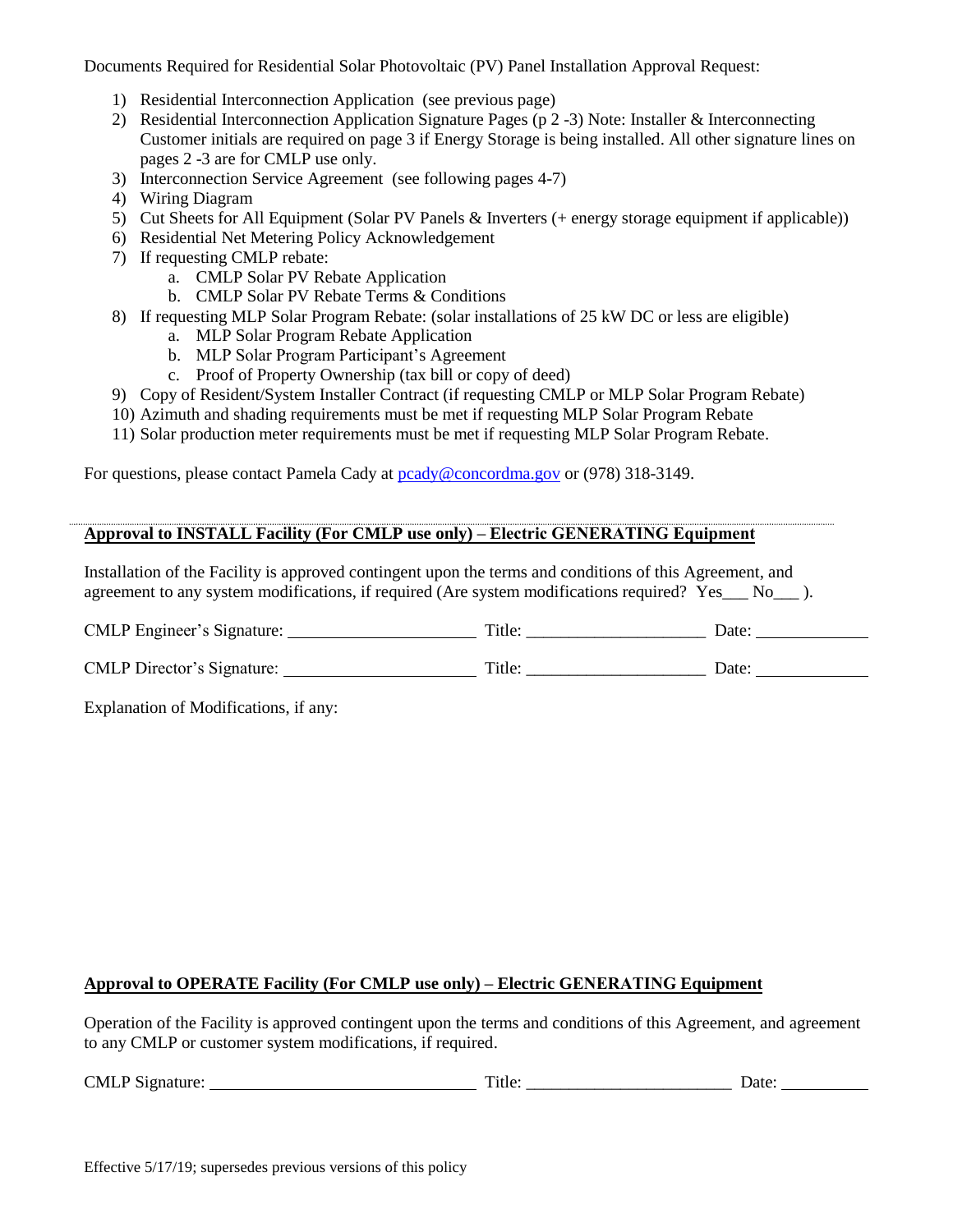Documents Required for Residential Solar Photovoltaic (PV) Panel Installation Approval Request:

1) Residential Interconnection Application (see previous page)
2) Residential Interconnection Application Signature Pages (p 2 -3) Note: Installer & Interconnecting Customer initials are required on page 3 if Energy Storage is being installed. All other signature lines on pages 2 -3 are for CMLP use only.
3) Interconnection Service Agreement (see following pages 4-7)
4) Wiring Diagram
5) Cut Sheets for All Equipment (Solar PV Panels & Inverters (+ energy storage equipment if applicable))
6) Residential Net Metering Policy Acknowledgement
7) If requesting CMLP rebate:
   a. CMLP Solar PV Rebate Application
   b. CMLP Solar PV Rebate Terms & Conditions
8) If requesting MLP Solar Program Rebate: (solar installations of 25 kW DC or less are eligible)
   a. MLP Solar Program Rebate Application
   b. MLP Solar Program Participant's Agreement
   c. Proof of Property Ownership (tax bill or copy of deed)
9) Copy of Resident/System Installer Contract (if requesting CMLP or MLP Solar Program Rebate)
10) Azimuth and shading requirements must be met if requesting MLP Solar Program Rebate
11) Solar production meter requirements must be met if requesting MLP Solar Program Rebate.

For questions, please contact Pamela Cady at pcady@concordma.gov or (978) 318-3149.

---

**Approval to INSTALL Facility (For CMLP use only) – Electric GENERATING Equipment**

Installation of the Facility is approved contingent upon the terms and conditions of this Agreement, and agreement to any system modifications, if required (Are system modifications required? Yes___ No___ ).

CMLP Engineer's Signature: ______________________ Title: ____________________ Date: ____________

CMLP Director's Signature: ______________________ Title: ____________________ Date: ____________

Explanation of Modifications, if any:

**Approval to OPERATE Facility (For CMLP use only) – Electric GENERATING Equipment**

Operation of the Facility is approved contingent upon the terms and conditions of this Agreement, and agreement to any CMLP or customer system modifications, if required.

CMLP Signature: ______________________________ Title: ________________________ Date: __________

Effective 5/17/19; supersedes previous versions of this policy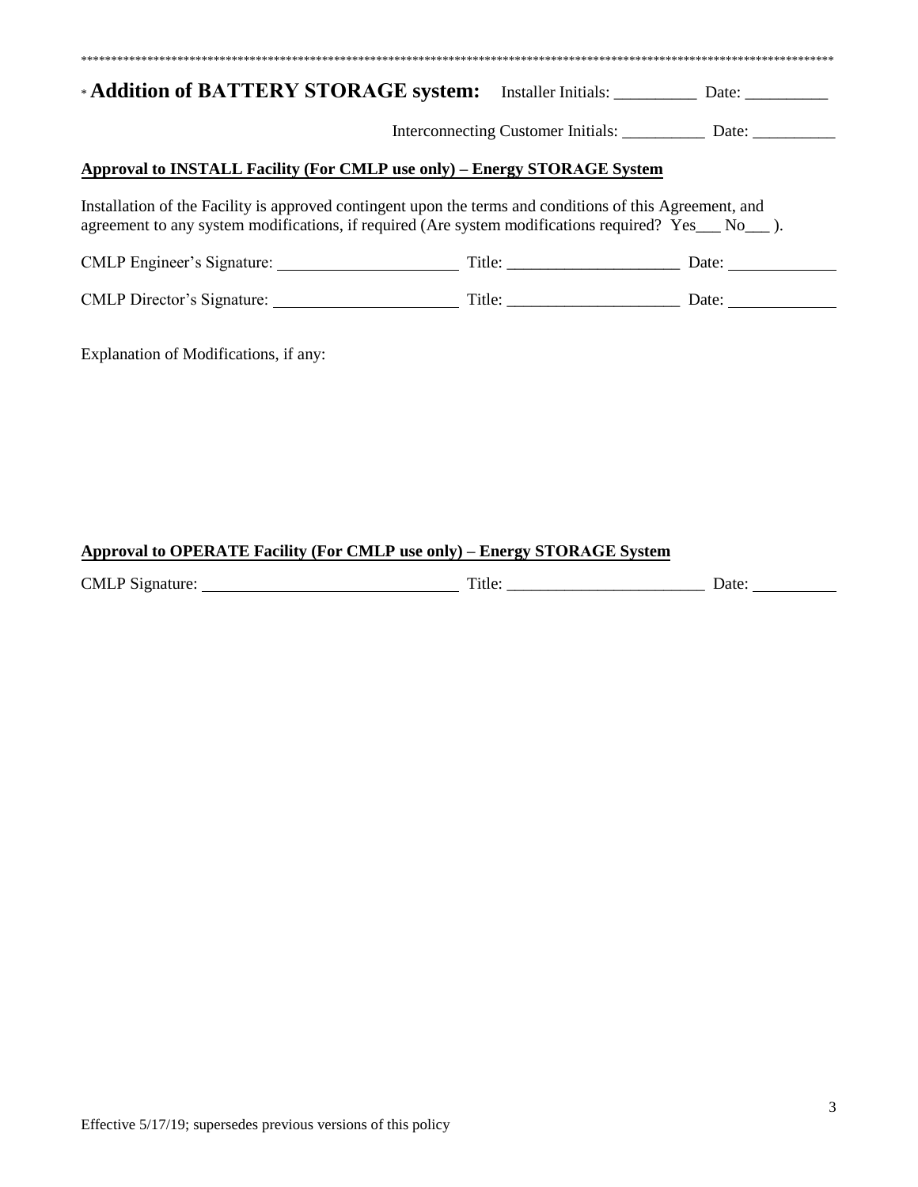\*\*\*\*\*\*\*\*\*\*\*\*\*\*\*\*\*\*\*\*\*\*\*\*\*\*\*\*\*\*\*\*\*\*\*\*\*\*\*\*\*\*\*\*\*\*\*\*\*\*\*\*\*\*\*\*\*\*\*\*\*\*\*\*\*\*\*\*\*\*\*\*\*\*\*\*\*\*\*\*\*\*\*\*\*\*\*\*\*\*\*\*\*\*\*\*\*\*\*\*\*\*\*\*\*\*\*\*\*\*\*\*\*\*\*\*\*\*\*\*\*\*\*\*\*\*\*

\* **Addition of BATTERY STORAGE system:** Installer Initials: __________ Date: __________

Interconnecting Customer Initials: __________ Date: __________

**Approval to INSTALL Facility (For CMLP use only) – Energy STORAGE System**

Installation of the Facility is approved contingent upon the terms and conditions of this Agreement, and agreement to any system modifications, if required (Are system modifications required? Yes___ No___ ).

CMLP Engineer's Signature: ____________________ Title: ____________________ Date: ____________

CMLP Director's Signature: ____________________ Title: ____________________ Date: ____________

Explanation of Modifications, if any:

**Approval to OPERATE Facility (For CMLP use only) – Energy STORAGE System**

CMLP Signature: ____________________________ Title: ______________________ Date: __________

Effective 5/17/19; supersedes previous versions of this policy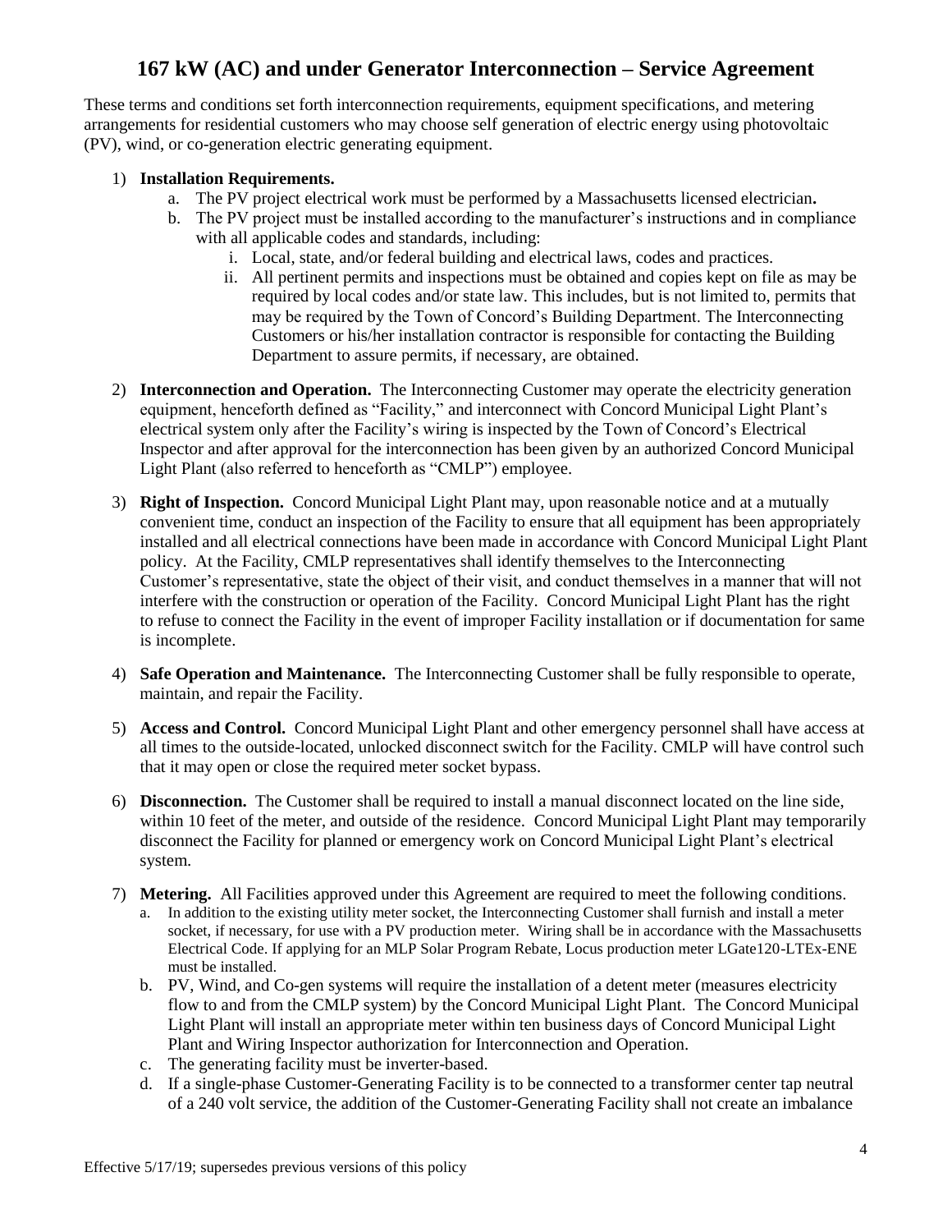# 167 kW (AC) and under Generator Interconnection – Service Agreement

These terms and conditions set forth interconnection requirements, equipment specifications, and metering arrangements for residential customers who may choose self generation of electric energy using photovoltaic (PV), wind, or co-generation electric generating equipment.

1) **Installation Requirements.**
   a. The PV project electrical work must be performed by a Massachusetts licensed electrician**.**
   b. The PV project must be installed according to the manufacturer's instructions and in compliance with all applicable codes and standards, including:
      i. Local, state, and/or federal building and electrical laws, codes and practices.
      ii. All pertinent permits and inspections must be obtained and copies kept on file as may be required by local codes and/or state law. This includes, but is not limited to, permits that may be required by the Town of Concord's Building Department. The Interconnecting Customers or his/her installation contractor is responsible for contacting the Building Department to assure permits, if necessary, are obtained.

2) **Interconnection and Operation.** The Interconnecting Customer may operate the electricity generation equipment, henceforth defined as "Facility," and interconnect with Concord Municipal Light Plant's electrical system only after the Facility's wiring is inspected by the Town of Concord's Electrical Inspector and after approval for the interconnection has been given by an authorized Concord Municipal Light Plant (also referred to henceforth as "CMLP") employee.

3) **Right of Inspection.** Concord Municipal Light Plant may, upon reasonable notice and at a mutually convenient time, conduct an inspection of the Facility to ensure that all equipment has been appropriately installed and all electrical connections have been made in accordance with Concord Municipal Light Plant policy. At the Facility, CMLP representatives shall identify themselves to the Interconnecting Customer's representative, state the object of their visit, and conduct themselves in a manner that will not interfere with the construction or operation of the Facility. Concord Municipal Light Plant has the right to refuse to connect the Facility in the event of improper Facility installation or if documentation for same is incomplete.

4) **Safe Operation and Maintenance.** The Interconnecting Customer shall be fully responsible to operate, maintain, and repair the Facility.

5) **Access and Control.** Concord Municipal Light Plant and other emergency personnel shall have access at all times to the outside-located, unlocked disconnect switch for the Facility. CMLP will have control such that it may open or close the required meter socket bypass.

6) **Disconnection.** The Customer shall be required to install a manual disconnect located on the line side, within 10 feet of the meter, and outside of the residence. Concord Municipal Light Plant may temporarily disconnect the Facility for planned or emergency work on Concord Municipal Light Plant's electrical system.

7) **Metering.** All Facilities approved under this Agreement are required to meet the following conditions.
   a. In addition to the existing utility meter socket, the Interconnecting Customer shall furnish and install a meter socket, if necessary, for use with a PV production meter. Wiring shall be in accordance with the Massachusetts Electrical Code. If applying for an MLP Solar Program Rebate, Locus production meter LGate120-LTEx-ENE must be installed.
   b. PV, Wind, and Co-gen systems will require the installation of a detent meter (measures electricity flow to and from the CMLP system) by the Concord Municipal Light Plant. The Concord Municipal Light Plant will install an appropriate meter within ten business days of Concord Municipal Light Plant and Wiring Inspector authorization for Interconnection and Operation.
   c. The generating facility must be inverter-based.
   d. If a single-phase Customer-Generating Facility is to be connected to a transformer center tap neutral of a 240 volt service, the addition of the Customer-Generating Facility shall not create an imbalance

Effective 5/17/19; supersedes previous versions of this policy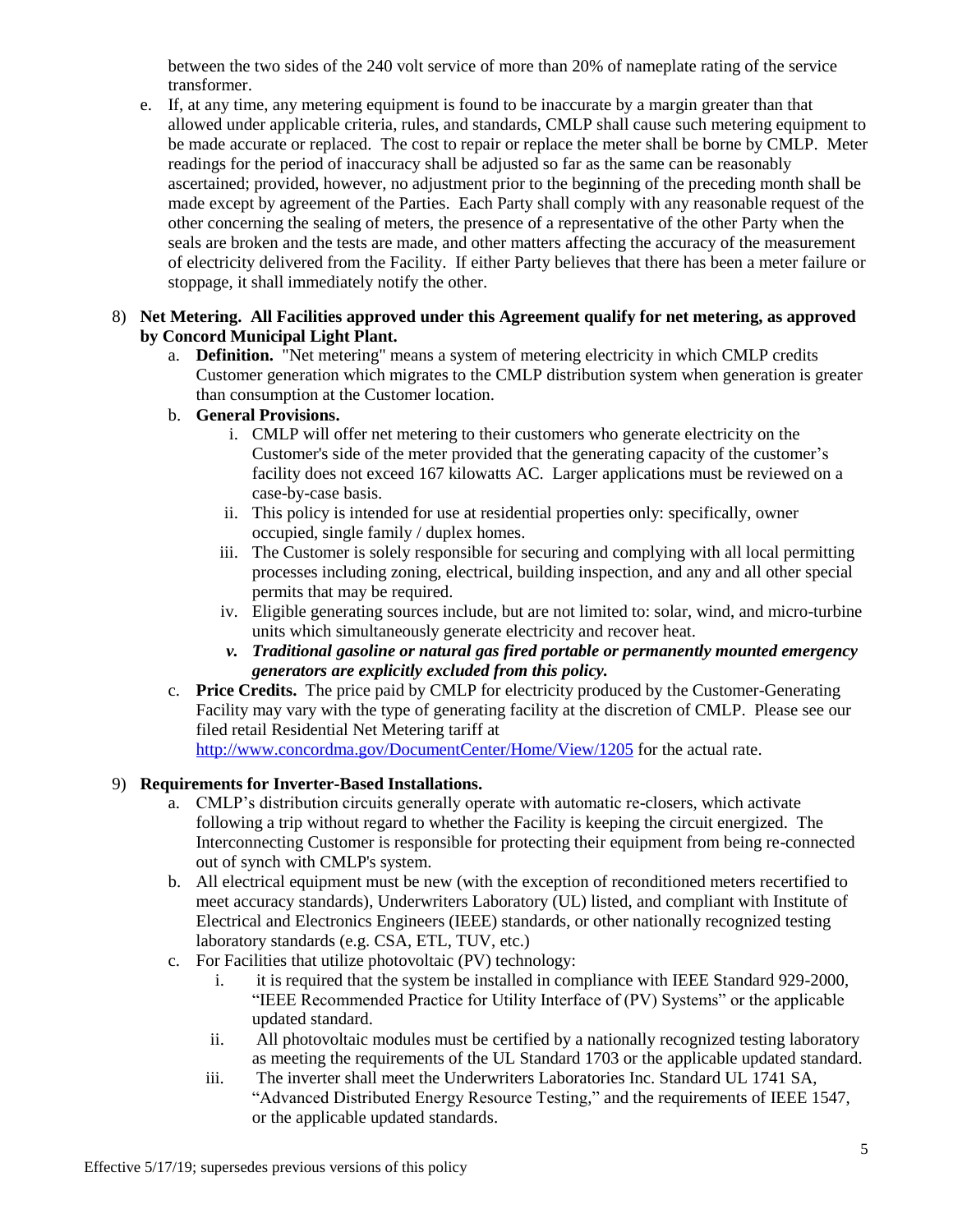between the two sides of the 240 volt service of more than 20% of nameplate rating of the service transformer.

e. If, at any time, any metering equipment is found to be inaccurate by a margin greater than that allowed under applicable criteria, rules, and standards, CMLP shall cause such metering equipment to be made accurate or replaced. The cost to repair or replace the meter shall be borne by CMLP. Meter readings for the period of inaccuracy shall be adjusted so far as the same can be reasonably ascertained; provided, however, no adjustment prior to the beginning of the preceding month shall be made except by agreement of the Parties. Each Party shall comply with any reasonable request of the other concerning the sealing of meters, the presence of a representative of the other Party when the seals are broken and the tests are made, and other matters affecting the accuracy of the measurement of electricity delivered from the Facility. If either Party believes that there has been a meter failure or stoppage, it shall immediately notify the other.

8) **Net Metering. All Facilities approved under this Agreement qualify for net metering, as approved by Concord Municipal Light Plant.**
   a. **Definition.** "Net metering" means a system of metering electricity in which CMLP credits Customer generation which migrates to the CMLP distribution system when generation is greater than consumption at the Customer location.
   b. **General Provisions.**
      i. CMLP will offer net metering to their customers who generate electricity on the Customer's side of the meter provided that the generating capacity of the customer's facility does not exceed 167 kilowatts AC. Larger applications must be reviewed on a case-by-case basis.
      ii. This policy is intended for use at residential properties only: specifically, owner occupied, single family / duplex homes.
      iii. The Customer is solely responsible for securing and complying with all local permitting processes including zoning, electrical, building inspection, and any and all other special permits that may be required.
      iv. Eligible generating sources include, but are not limited to: solar, wind, and micro-turbine units which simultaneously generate electricity and recover heat.
      ***v. Traditional gasoline or natural gas fired portable or permanently mounted emergency generators are explicitly excluded from this policy.***
   c. **Price Credits.** The price paid by CMLP for electricity produced by the Customer-Generating Facility may vary with the type of generating facility at the discretion of CMLP. Please see our filed retail Residential Net Metering tariff at http://www.concordma.gov/DocumentCenter/Home/View/1205 for the actual rate.

9) **Requirements for Inverter-Based Installations.**
   a. CMLP's distribution circuits generally operate with automatic re-closers, which activate following a trip without regard to whether the Facility is keeping the circuit energized. The Interconnecting Customer is responsible for protecting their equipment from being re-connected out of synch with CMLP's system.
   b. All electrical equipment must be new (with the exception of reconditioned meters recertified to meet accuracy standards), Underwriters Laboratory (UL) listed, and compliant with Institute of Electrical and Electronics Engineers (IEEE) standards, or other nationally recognized testing laboratory standards (e.g. CSA, ETL, TUV, etc.)
   c. For Facilities that utilize photovoltaic (PV) technology:
      i. it is required that the system be installed in compliance with IEEE Standard 929-2000, "IEEE Recommended Practice for Utility Interface of (PV) Systems" or the applicable updated standard.
      ii. All photovoltaic modules must be certified by a nationally recognized testing laboratory as meeting the requirements of the UL Standard 1703 or the applicable updated standard.
      iii. The inverter shall meet the Underwriters Laboratories Inc. Standard UL 1741 SA, "Advanced Distributed Energy Resource Testing," and the requirements of IEEE 1547, or the applicable updated standards.

Effective 5/17/19; supersedes previous versions of this policy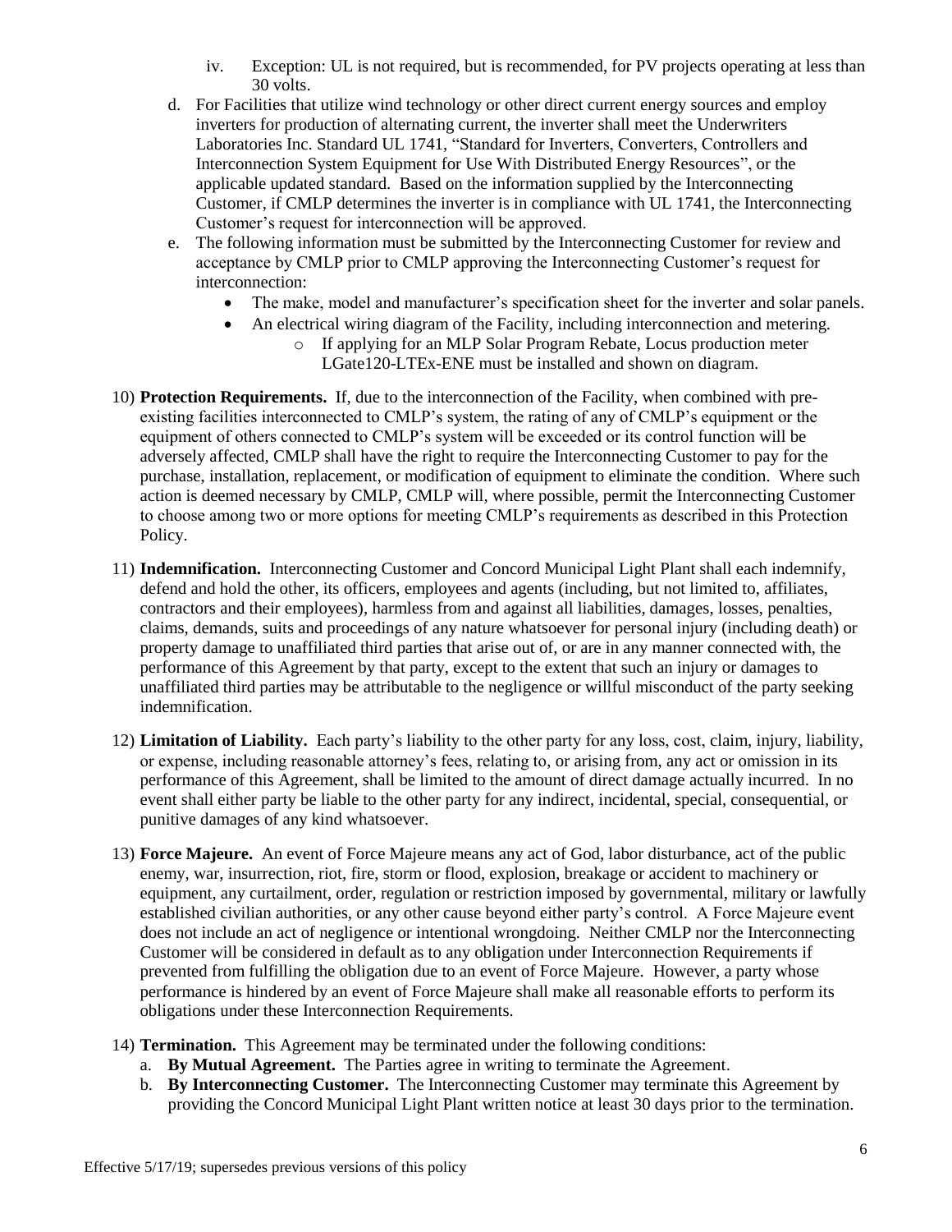iv. Exception: UL is not required, but is recommended, for PV projects operating at less than 30 volts.

d. For Facilities that utilize wind technology or other direct current energy sources and employ inverters for production of alternating current, the inverter shall meet the Underwriters Laboratories Inc. Standard UL 1741, "Standard for Inverters, Converters, Controllers and Interconnection System Equipment for Use With Distributed Energy Resources", or the applicable updated standard. Based on the information supplied by the Interconnecting Customer, if CMLP determines the inverter is in compliance with UL 1741, the Interconnecting Customer's request for interconnection will be approved.

e. The following information must be submitted by the Interconnecting Customer for review and acceptance by CMLP prior to CMLP approving the Interconnecting Customer's request for interconnection:
   - The make, model and manufacturer's specification sheet for the inverter and solar panels.
   - An electrical wiring diagram of the Facility, including interconnection and metering.
     - If applying for an MLP Solar Program Rebate, Locus production meter LGate120-LTEx-ENE must be installed and shown on diagram.

10) **Protection Requirements.** If, due to the interconnection of the Facility, when combined with pre-existing facilities interconnected to CMLP's system, the rating of any of CMLP's equipment or the equipment of others connected to CMLP's system will be exceeded or its control function will be adversely affected, CMLP shall have the right to require the Interconnecting Customer to pay for the purchase, installation, replacement, or modification of equipment to eliminate the condition. Where such action is deemed necessary by CMLP, CMLP will, where possible, permit the Interconnecting Customer to choose among two or more options for meeting CMLP's requirements as described in this Protection Policy.

11) **Indemnification.** Interconnecting Customer and Concord Municipal Light Plant shall each indemnify, defend and hold the other, its officers, employees and agents (including, but not limited to, affiliates, contractors and their employees), harmless from and against all liabilities, damages, losses, penalties, claims, demands, suits and proceedings of any nature whatsoever for personal injury (including death) or property damage to unaffiliated third parties that arise out of, or are in any manner connected with, the performance of this Agreement by that party, except to the extent that such an injury or damages to unaffiliated third parties may be attributable to the negligence or willful misconduct of the party seeking indemnification.

12) **Limitation of Liability.** Each party's liability to the other party for any loss, cost, claim, injury, liability, or expense, including reasonable attorney's fees, relating to, or arising from, any act or omission in its performance of this Agreement, shall be limited to the amount of direct damage actually incurred. In no event shall either party be liable to the other party for any indirect, incidental, special, consequential, or punitive damages of any kind whatsoever.

13) **Force Majeure.** An event of Force Majeure means any act of God, labor disturbance, act of the public enemy, war, insurrection, riot, fire, storm or flood, explosion, breakage or accident to machinery or equipment, any curtailment, order, regulation or restriction imposed by governmental, military or lawfully established civilian authorities, or any other cause beyond either party's control. A Force Majeure event does not include an act of negligence or intentional wrongdoing. Neither CMLP nor the Interconnecting Customer will be considered in default as to any obligation under Interconnection Requirements if prevented from fulfilling the obligation due to an event of Force Majeure. However, a party whose performance is hindered by an event of Force Majeure shall make all reasonable efforts to perform its obligations under these Interconnection Requirements.

14) **Termination.** This Agreement may be terminated under the following conditions:
   a. **By Mutual Agreement.** The Parties agree in writing to terminate the Agreement.
   b. **By Interconnecting Customer.** The Interconnecting Customer may terminate this Agreement by providing the Concord Municipal Light Plant written notice at least 30 days prior to the termination.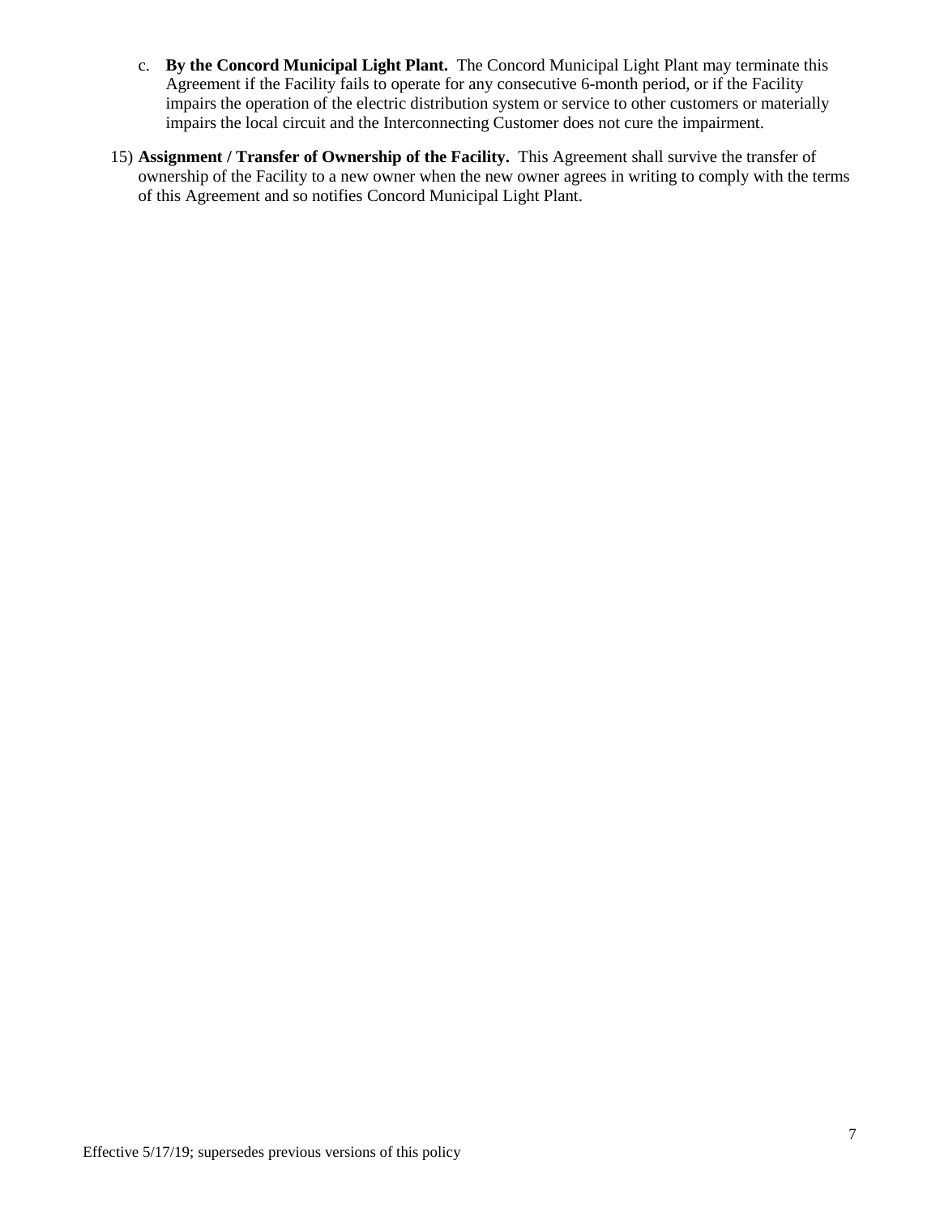c. **By the Concord Municipal Light Plant.** The Concord Municipal Light Plant may terminate this Agreement if the Facility fails to operate for any consecutive 6-month period, or if the Facility impairs the operation of the electric distribution system or service to other customers or materially impairs the local circuit and the Interconnecting Customer does not cure the impairment.

15) **Assignment / Transfer of Ownership of the Facility.** This Agreement shall survive the transfer of ownership of the Facility to a new owner when the new owner agrees in writing to comply with the terms of this Agreement and so notifies Concord Municipal Light Plant.

Effective 5/17/19; supersedes previous versions of this policy